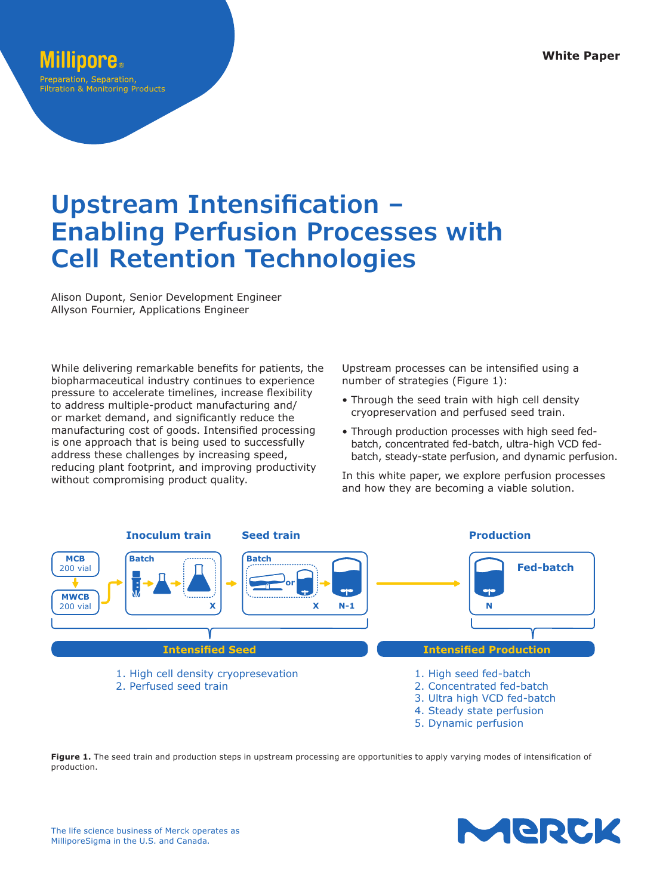White Paper

# Upstream Intensification – Enabling Perfusion Processes with Cell Retention Technologies

Alison Dupont, Senior Development Engineer
Allyson Fournier, Applications Engineer

While delivering remarkable benefits for patients, the biopharmaceutical industry continues to experience pressure to accelerate timelines, increase flexibility to address multiple-product manufacturing and/or market demand, and significantly reduce the manufacturing cost of goods. Intensified processing is one approach that is being used to successfully address these challenges by increasing speed, reducing plant footprint, and improving productivity without compromising product quality.

Upstream processes can be intensified using a number of strategies (Figure 1):

- Through the seed train with high cell density cryopreservation and perfused seed train.
- Through production processes with high seed fed-batch, concentrated fed-batch, ultra-high VCD fed-batch, steady-state perfusion, and dynamic perfusion.

In this white paper, we explore perfusion processes and how they are becoming a viable solution.

Inoculum train | Seed train | Production

MCB 200 vial → MWCB 200 vial → Batch (X) → Batch (X, N-1) → Fed-batch (N)

**Intensified Seed**

1. High cell density cryopresevation
2. Perfused seed train

**Intensified Production**

1. High seed fed-batch
2. Concentrated fed-batch
3. Ultra high VCD fed-batch
4. Steady state perfusion
5. Dynamic perfusion

**Figure 1.** The seed train and production steps in upstream processing are opportunities to apply varying modes of intensification of production.

The life science business of Merck operates as MilliporeSigma in the U.S. and Canada.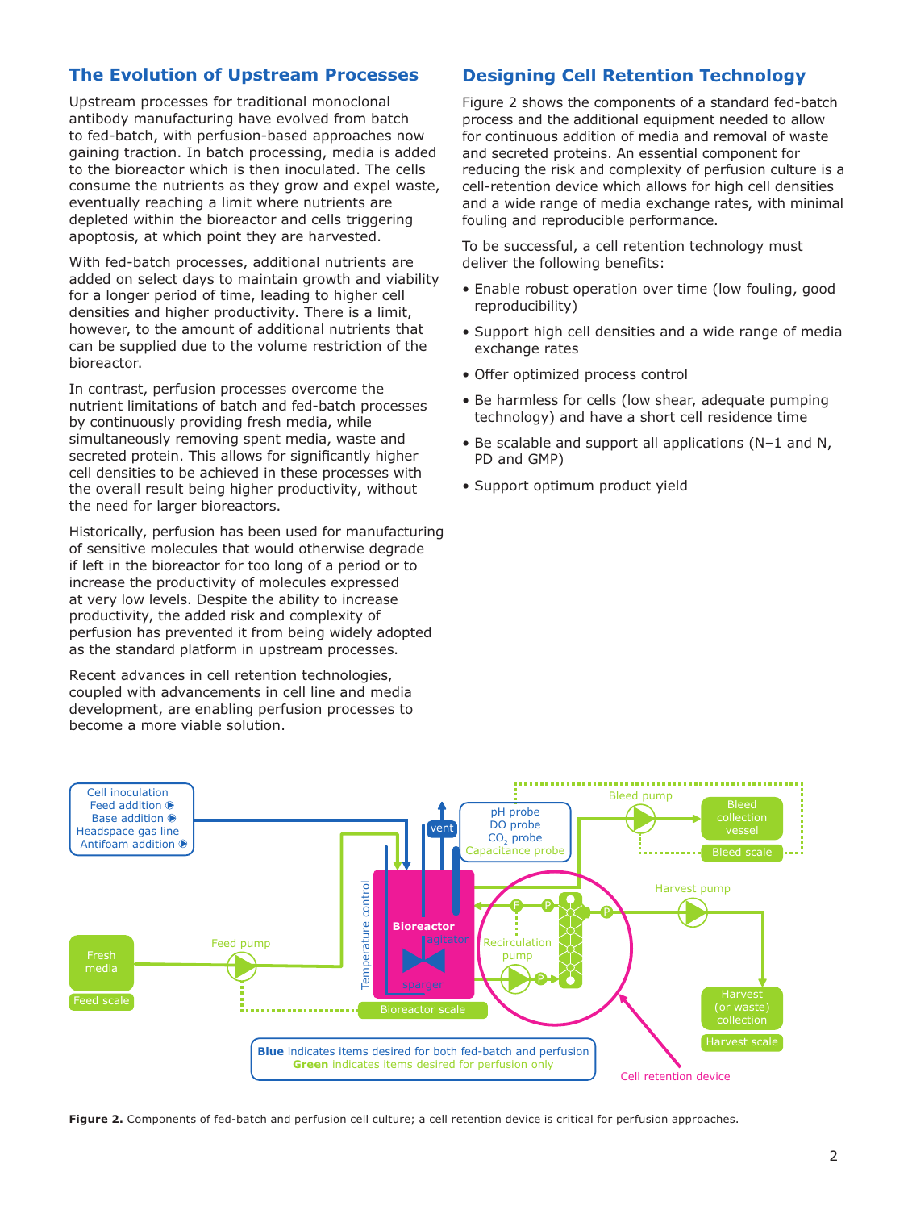## The Evolution of Upstream Processes

Upstream processes for traditional monoclonal antibody manufacturing have evolved from batch to fed-batch, with perfusion-based approaches now gaining traction. In batch processing, media is added to the bioreactor which is then inoculated. The cells consume the nutrients as they grow and expel waste, eventually reaching a limit where nutrients are depleted within the bioreactor and cells triggering apoptosis, at which point they are harvested.

With fed-batch processes, additional nutrients are added on select days to maintain growth and viability for a longer period of time, leading to higher cell densities and higher productivity. There is a limit, however, to the amount of additional nutrients that can be supplied due to the volume restriction of the bioreactor.

In contrast, perfusion processes overcome the nutrient limitations of batch and fed-batch processes by continuously providing fresh media, while simultaneously removing spent media, waste and secreted protein. This allows for significantly higher cell densities to be achieved in these processes with the overall result being higher productivity, without the need for larger bioreactors.

Historically, perfusion has been used for manufacturing of sensitive molecules that would otherwise degrade if left in the bioreactor for too long of a period or to increase the productivity of molecules expressed at very low levels. Despite the ability to increase productivity, the added risk and complexity of perfusion has prevented it from being widely adopted as the standard platform in upstream processes.

Recent advances in cell retention technologies, coupled with advancements in cell line and media development, are enabling perfusion processes to become a more viable solution.

## Designing Cell Retention Technology

Figure 2 shows the components of a standard fed-batch process and the additional equipment needed to allow for continuous addition of media and removal of waste and secreted proteins. An essential component for reducing the risk and complexity of perfusion culture is a cell-retention device which allows for high cell densities and a wide range of media exchange rates, with minimal fouling and reproducible performance.

To be successful, a cell retention technology must deliver the following benefits:

- Enable robust operation over time (low fouling, good reproducibility)
- Support high cell densities and a wide range of media exchange rates
- Offer optimized process control
- Be harmless for cells (low shear, adequate pumping technology) and have a short cell residence time
- Be scalable and support all applications (N–1 and N, PD and GMP)
- Support optimum product yield

Cell inoculation, Feed addition, Base addition, Headspace gas line, Antifoam addition; vent; pH probe, DO probe, $CO_2$ probe, Capacitance probe; Bleed pump; Bleed collection vessel; Bleed scale; Fresh media; Feed scale; Feed pump; Temperature control; Bioreactor; agitator; sparger; Bioreactor scale; Recirculation pump; Harvest pump; Harvest (or waste) collection; Harvest scale; Cell retention device

**Blue** indicates items desired for both fed-batch and perfusion
**Green** indicates items desired for perfusion only

**Figure 2.** Components of fed-batch and perfusion cell culture; a cell retention device is critical for perfusion approaches.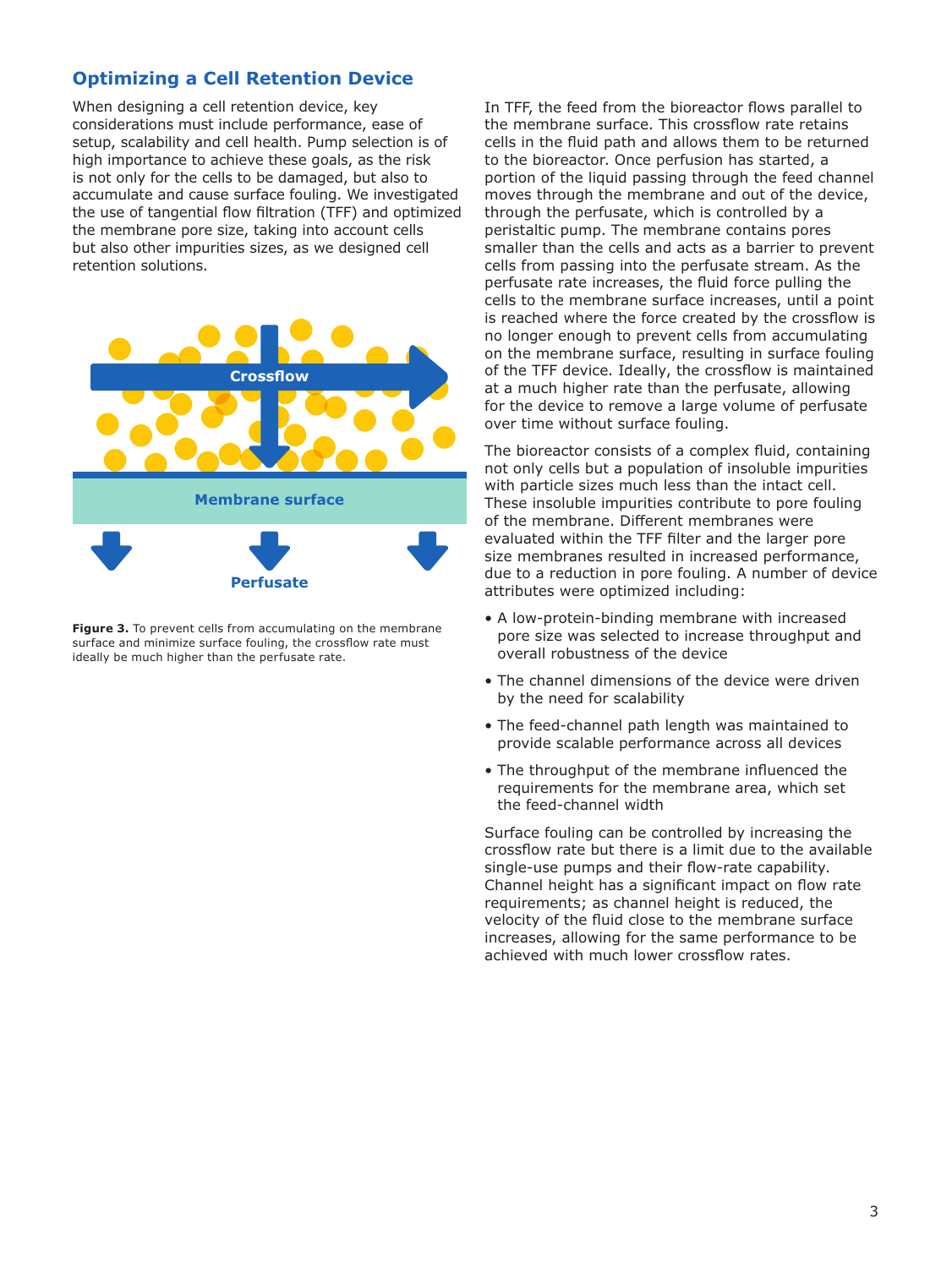## Optimizing a Cell Retention Device

When designing a cell retention device, key considerations must include performance, ease of setup, scalability and cell health. Pump selection is of high importance to achieve these goals, as the risk is not only for the cells to be damaged, but also to accumulate and cause surface fouling. We investigated the use of tangential flow filtration (TFF) and optimized the membrane pore size, taking into account cells but also other impurities sizes, as we designed cell retention solutions.

**Figure 3.** To prevent cells from accumulating on the membrane surface and minimize surface fouling, the crossflow rate must ideally be much higher than the perfusate rate.

In TFF, the feed from the bioreactor flows parallel to the membrane surface. This crossflow rate retains cells in the fluid path and allows them to be returned to the bioreactor. Once perfusion has started, a portion of the liquid passing through the feed channel moves through the membrane and out of the device, through the perfusate, which is controlled by a peristaltic pump. The membrane contains pores smaller than the cells and acts as a barrier to prevent cells from passing into the perfusate stream. As the perfusate rate increases, the fluid force pulling the cells to the membrane surface increases, until a point is reached where the force created by the crossflow is no longer enough to prevent cells from accumulating on the membrane surface, resulting in surface fouling of the TFF device. Ideally, the crossflow is maintained at a much higher rate than the perfusate, allowing for the device to remove a large volume of perfusate over time without surface fouling.

The bioreactor consists of a complex fluid, containing not only cells but a population of insoluble impurities with particle sizes much less than the intact cell. These insoluble impurities contribute to pore fouling of the membrane. Different membranes were evaluated within the TFF filter and the larger pore size membranes resulted in increased performance, due to a reduction in pore fouling. A number of device attributes were optimized including:

- A low-protein-binding membrane with increased pore size was selected to increase throughput and overall robustness of the device
- The channel dimensions of the device were driven by the need for scalability
- The feed-channel path length was maintained to provide scalable performance across all devices
- The throughput of the membrane influenced the requirements for the membrane area, which set the feed-channel width

Surface fouling can be controlled by increasing the crossflow rate but there is a limit due to the available single-use pumps and their flow-rate capability. Channel height has a significant impact on flow rate requirements; as channel height is reduced, the velocity of the fluid close to the membrane surface increases, allowing for the same performance to be achieved with much lower crossflow rates.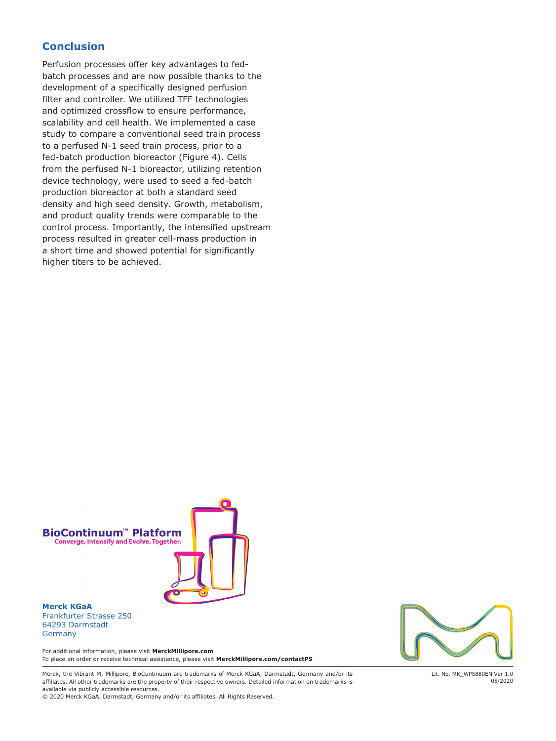## Conclusion

Perfusion processes offer key advantages to fed-batch processes and are now possible thanks to the development of a specifically designed perfusion filter and controller. We utilized TFF technologies and optimized crossflow to ensure performance, scalability and cell health. We implemented a case study to compare a conventional seed train process to a perfused N-1 seed train process, prior to a fed-batch production bioreactor (Figure 4). Cells from the perfused N-1 bioreactor, utilizing retention device technology, were used to seed a fed-batch production bioreactor at both a standard seed density and high seed density. Growth, metabolism, and product quality trends were comparable to the control process. Importantly, the intensified upstream process resulted in greater cell-mass production in a short time and showed potential for significantly higher titers to be achieved.

**BioContinuum™ Platform**
Converge, Intensify and Evolve. Together.

**Merck KGaA**
Frankfurter Strasse 250
64293 Darmstadt
Germany

For additional information, please visit **MerckMillipore.com**
To place an order or receive technical assistance, please visit **MerckMillipore.com/contactPS**

Merck, the Vibrant M, Millipore, BioContinuum are trademarks of Merck KGaA, Darmstadt, Germany and/or its affiliates. All other trademarks are the property of their respective owners. Detailed information on trademarks is available via publicly accessible resources.
© 2020 Merck KGaA, Darmstadt, Germany and/or its affiliates. All Rights Reserved.

Lit. No. MK_WP5880EN Ver 1.0
05/2020